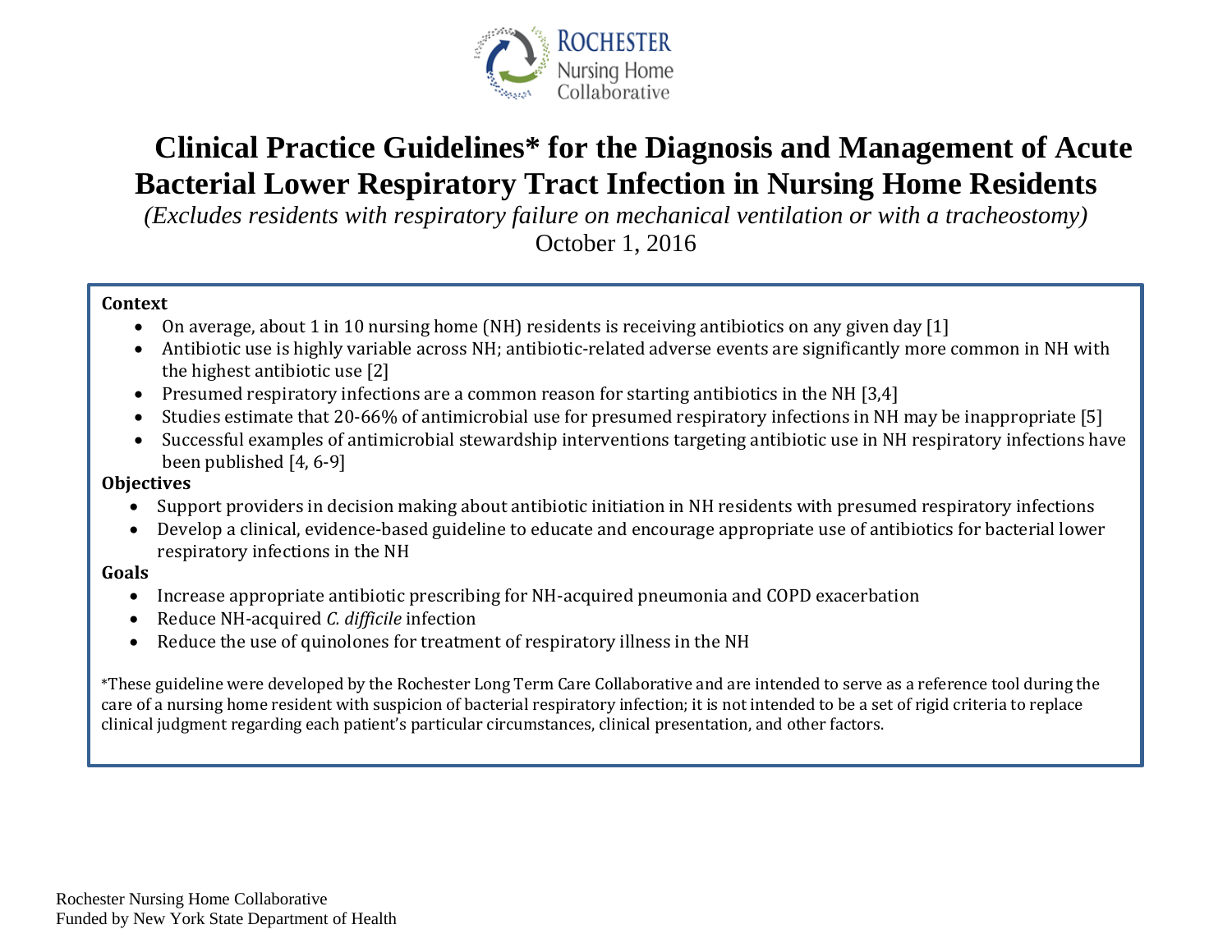ROCHESTER
Nursing Home
Collaborative

# Clinical Practice Guidelines* for the Diagnosis and Management of Acute Bacterial Lower Respiratory Tract Infection in Nursing Home Residents

*(Excludes residents with respiratory failure on mechanical ventilation or with a tracheostomy)*

October 1, 2016

**Context**

- On average, about 1 in 10 nursing home (NH) residents is receiving antibiotics on any given day [1]
- Antibiotic use is highly variable across NH; antibiotic-related adverse events are significantly more common in NH with the highest antibiotic use [2]
- Presumed respiratory infections are a common reason for starting antibiotics in the NH [3,4]
- Studies estimate that 20-66% of antimicrobial use for presumed respiratory infections in NH may be inappropriate [5]
- Successful examples of antimicrobial stewardship interventions targeting antibiotic use in NH respiratory infections have been published [4, 6-9]

**Objectives**

- Support providers in decision making about antibiotic initiation in NH residents with presumed respiratory infections
- Develop a clinical, evidence-based guideline to educate and encourage appropriate use of antibiotics for bacterial lower respiratory infections in the NH

**Goals**

- Increase appropriate antibiotic prescribing for NH-acquired pneumonia and COPD exacerbation
- Reduce NH-acquired *C. difficile* infection
- Reduce the use of quinolones for treatment of respiratory illness in the NH

*These guideline were developed by the Rochester Long Term Care Collaborative and are intended to serve as a reference tool during the care of a nursing home resident with suspicion of bacterial respiratory infection; it is not intended to be a set of rigid criteria to replace clinical judgment regarding each patient's particular circumstances, clinical presentation, and other factors.

Rochester Nursing Home Collaborative
Funded by New York State Department of Health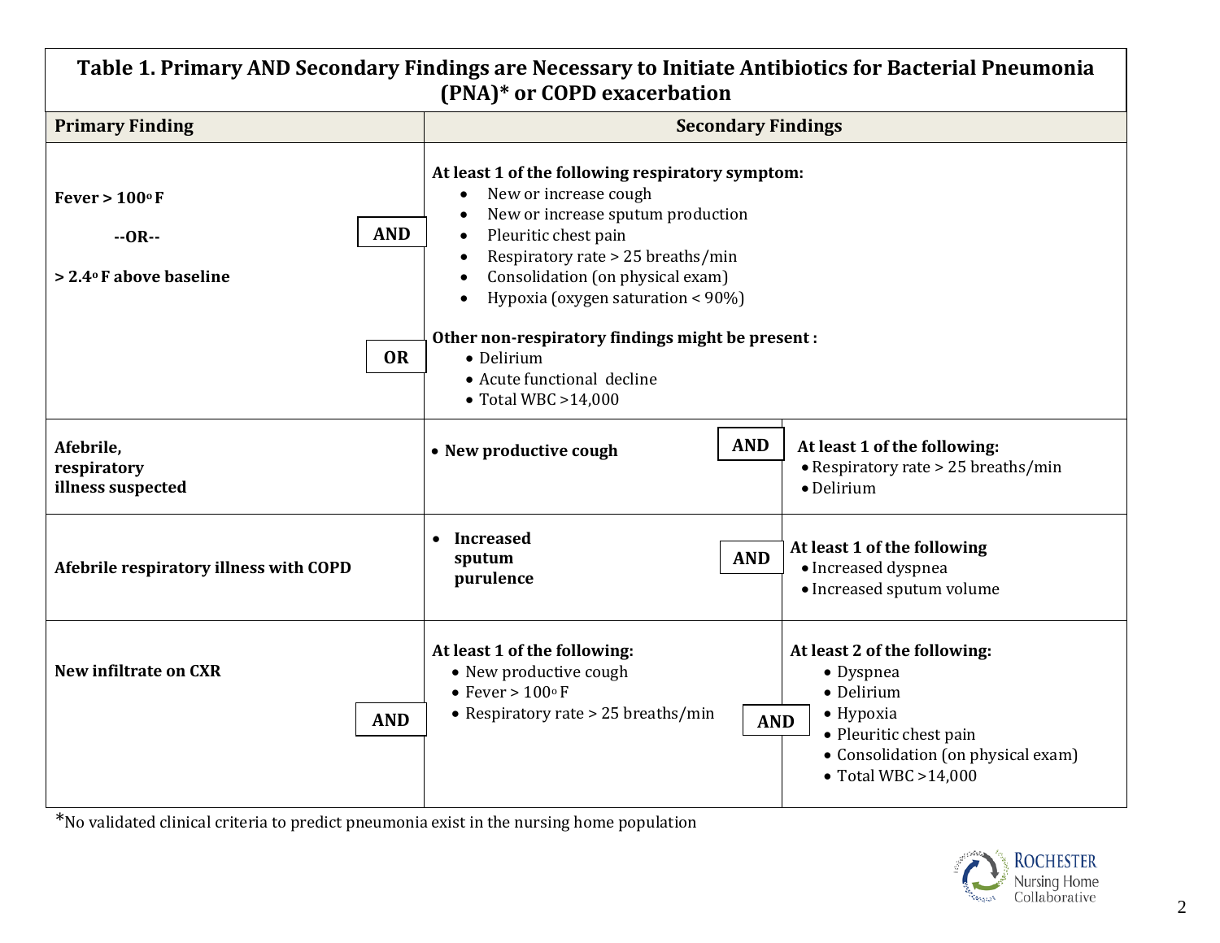**Table 1. Primary AND Secondary Findings are Necessary to Initiate Antibiotics for Bacterial Pneumonia (PNA)* or COPD exacerbation**

| Primary Finding | | Secondary Findings | | |
|---|---|---|---|---|
| **Fever > 100° F** <br> **--OR--** <br> **> 2.4° F above baseline** | **AND** <br> **OR** | **At least 1 of the following respiratory symptom:** <br> • New or increase cough <br> • New or increase sputum production <br> • Pleuritic chest pain <br> • Respiratory rate > 25 breaths/min <br> • Consolidation (on physical exam) <br> • Hypoxia (oxygen saturation < 90%) <br><br> **Other non-respiratory findings might be present :** <br> • Delirium <br> • Acute functional decline <br> • Total WBC >14,000 | | |
| **Afebrile, respiratory illness suspected** | | • **New productive cough** | **AND** | **At least 1 of the following:** <br> • Respiratory rate > 25 breaths/min <br> • Delirium |
| **Afebrile respiratory illness with COPD** | | • **Increased sputum purulence** | **AND** | **At least 1 of the following** <br> • Increased dyspnea <br> • Increased sputum volume |
| **New infiltrate on CXR** | **AND** | **At least 1 of the following:** <br> • New productive cough <br> • Fever > 100° F <br> • Respiratory rate > 25 breaths/min | **AND** | **At least 2 of the following:** <br> • Dyspnea <br> • Delirium <br> • Hypoxia <br> • Pleuritic chest pain <br> • Consolidation (on physical exam) <br> • Total WBC >14,000 |

*No validated clinical criteria to predict pneumonia exist in the nursing home population

Rochester Nursing Home Collaborative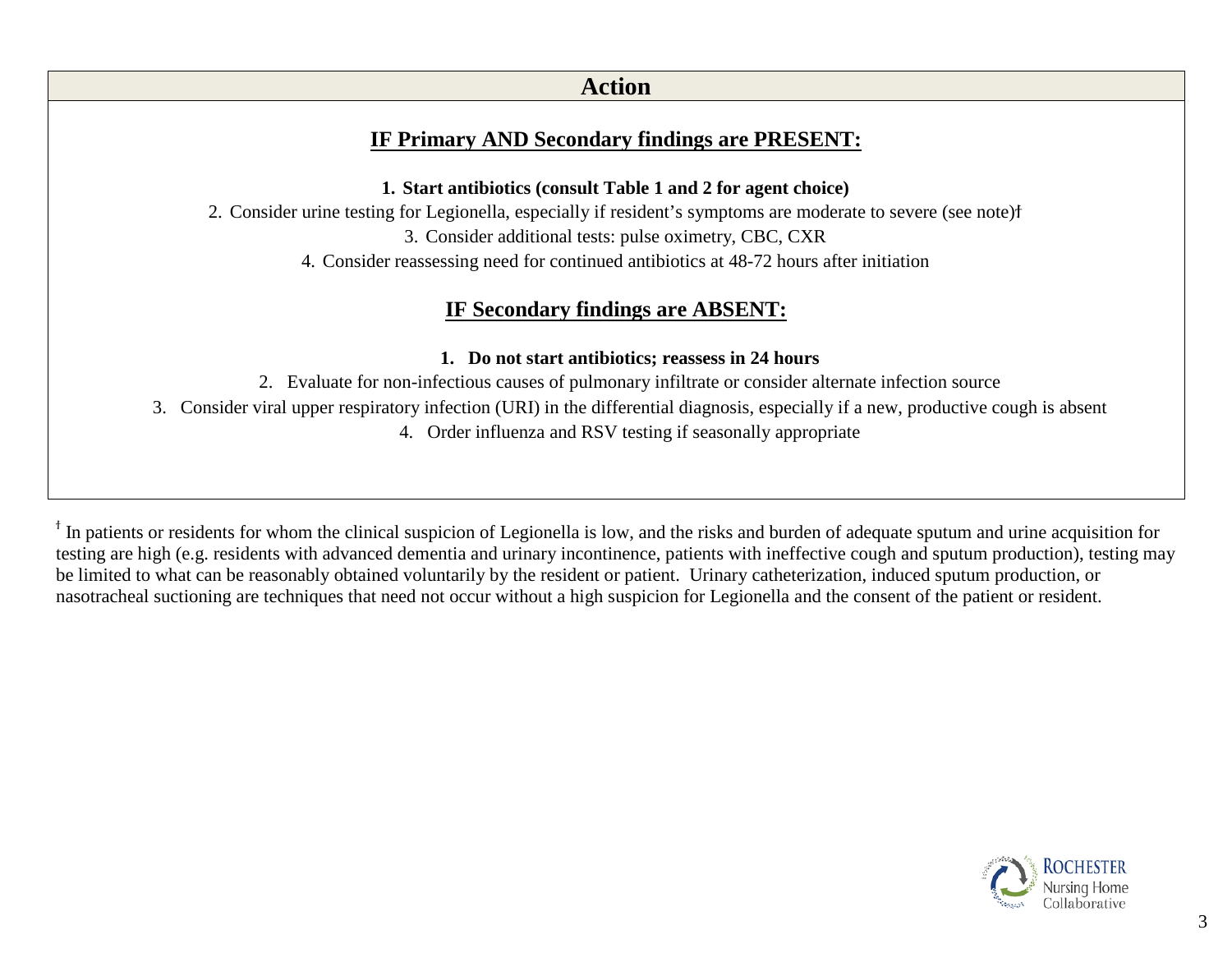## Action

### IF Primary AND Secondary findings are PRESENT:

1. **Start antibiotics (consult Table 1 and 2 for agent choice)**
2. Consider urine testing for Legionella, especially if resident's symptoms are moderate to severe (see note)ǂ
3. Consider additional tests: pulse oximetry, CBC, CXR
4. Consider reassessing need for continued antibiotics at 48-72 hours after initiation

### IF Secondary findings are ABSENT:

1. **Do not start antibiotics; reassess in 24 hours**
2. Evaluate for non-infectious causes of pulmonary infiltrate or consider alternate infection source
3. Consider viral upper respiratory infection (URI) in the differential diagnosis, especially if a new, productive cough is absent
4. Order influenza and RSV testing if seasonally appropriate

ǂ In patients or residents for whom the clinical suspicion of Legionella is low, and the risks and burden of adequate sputum and urine acquisition for testing are high (e.g. residents with advanced dementia and urinary incontinence, patients with ineffective cough and sputum production), testing may be limited to what can be reasonably obtained voluntarily by the resident or patient. Urinary catheterization, induced sputum production, or nasotracheal suctioning are techniques that need not occur without a high suspicion for Legionella and the consent of the patient or resident.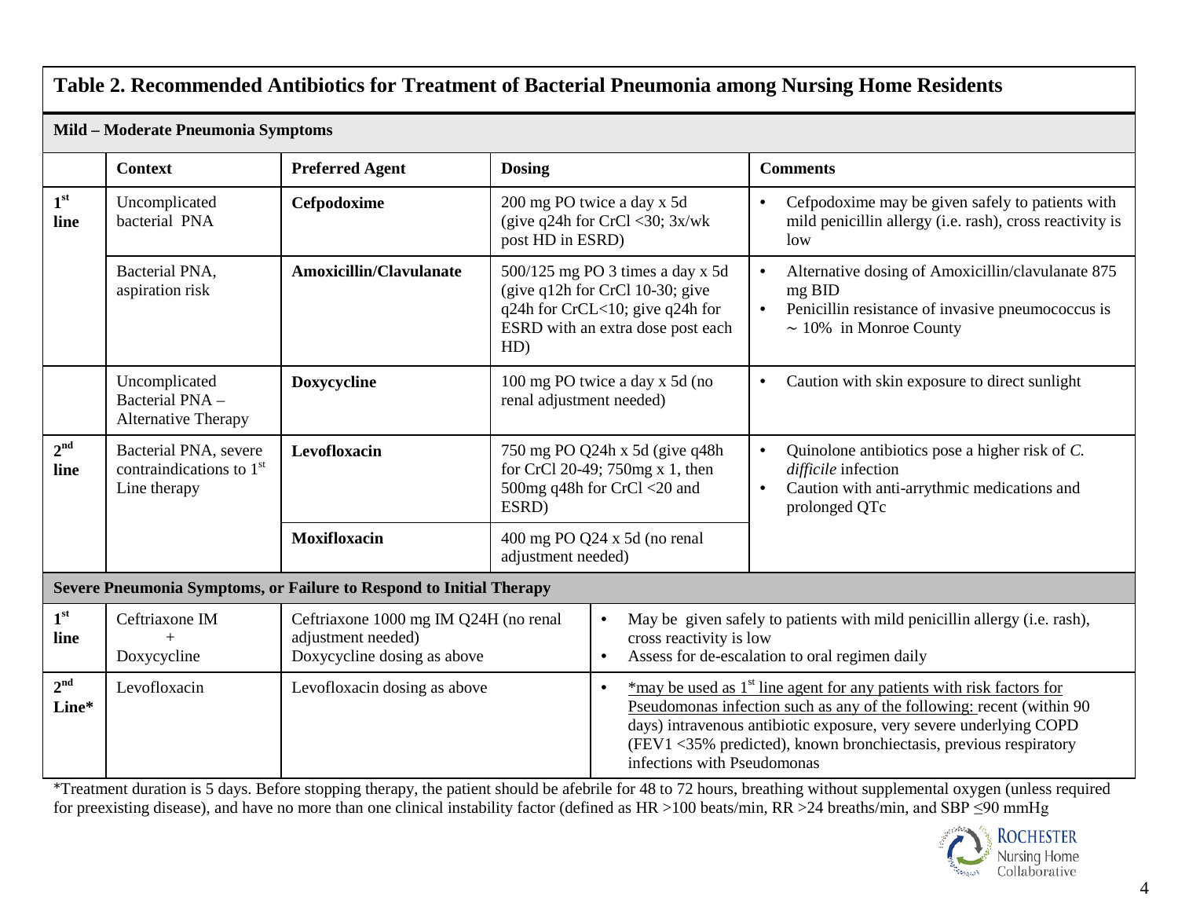## Table 2. Recommended Antibiotics for Treatment of Bacterial Pneumonia among Nursing Home Residents

**Mild – Moderate Pneumonia Symptoms**

| | Context | Preferred Agent | Dosing | Comments |
|---|---|---|---|---|
| 1st line | Uncomplicated bacterial PNA | **Cefpodoxime** | 200 mg PO twice a day x 5d (give q24h for CrCl <30; 3x/wk post HD in ESRD) | • Cefpodoxime may be given safely to patients with mild penicillin allergy (i.e. rash), cross reactivity is low |
| | Bacterial PNA, aspiration risk | **Amoxicillin/Clavulanate** | 500/125 mg PO 3 times a day x 5d (give q12h for CrCl 10-30; give q24h for CrCL<10; give q24h for ESRD with an extra dose post each HD) | • Alternative dosing of Amoxicillin/clavulanate 875 mg BID<br>• Penicillin resistance of invasive pneumococcus is ~ 10% in Monroe County |
| | Uncomplicated Bacterial PNA – Alternative Therapy | **Doxycycline** | 100 mg PO twice a day x 5d (no renal adjustment needed) | • Caution with skin exposure to direct sunlight |
| 2nd line | Bacterial PNA, severe contraindications to 1st Line therapy | **Levofloxacin** | 750 mg PO Q24h x 5d (give q48h for CrCl 20-49; 750mg x 1, then 500mg q48h for CrCl <20 and ESRD) | • Quinolone antibiotics pose a higher risk of *C. difficile* infection<br>• Caution with anti-arrythmic medications and prolonged QTc |
| | | **Moxifloxacin** | 400 mg PO Q24 x 5d (no renal adjustment needed) | |

**Severe Pneumonia Symptoms, or Failure to Respond to Initial Therapy**

| | Agent | Dosing | Comments |
|---|---|---|---|
| 1st line | Ceftriaxone IM + Doxycycline | Ceftriaxone 1000 mg IM Q24H (no renal adjustment needed)<br>Doxycycline dosing as above | • May be given safely to patients with mild penicillin allergy (i.e. rash), cross reactivity is low<br>• Assess for de-escalation to oral regimen daily |
| 2nd Line* | Levofloxacin | Levofloxacin dosing as above | • *may be used as 1st line agent for any patients with risk factors for Pseudomonas infection such as any of the following: recent (within 90 days) intravenous antibiotic exposure, very severe underlying COPD (FEV1 <35% predicted), known bronchiectasis, previous respiratory infections with Pseudomonas |

*Treatment duration is 5 days. Before stopping therapy, the patient should be afebrile for 48 to 72 hours, breathing without supplemental oxygen (unless required for preexisting disease), and have no more than one clinical instability factor (defined as HR >100 beats/min, RR >24 breaths/min, and SBP ≤90 mmHg

ROCHESTER Nursing Home Collaborative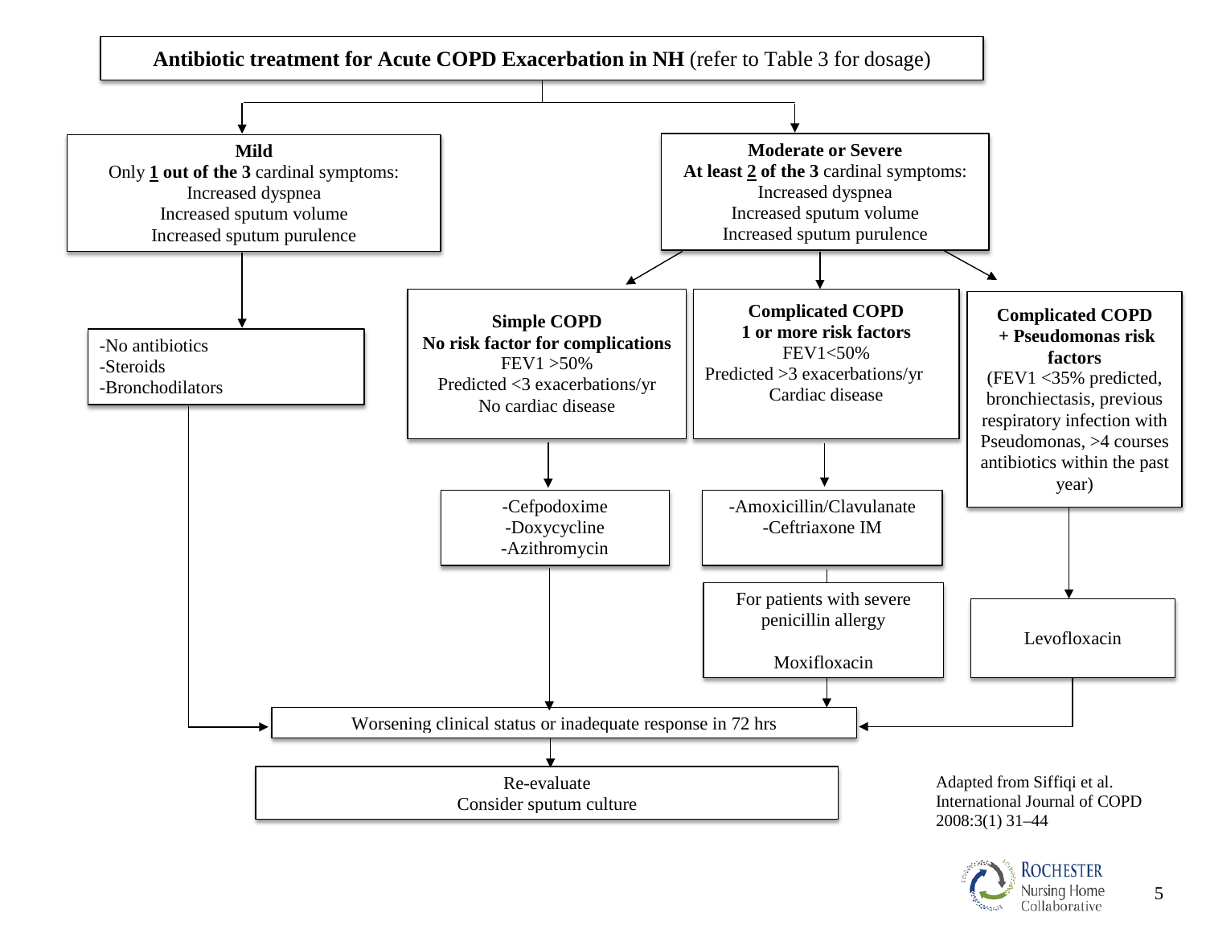## **Antibiotic treatment for Acute COPD Exacerbation in NH** (refer to Table 3 for dosage)

### Mild

Only **1 out of the 3** cardinal symptoms:

- Increased dyspnea
- Increased sputum volume
- Increased sputum purulence

→ Treatment:

- -No antibiotics
- -Steroids
- -Bronchodilators

→ Worsening clinical status or inadequate response in 72 hrs

### Moderate or Severe

**At least 2 of the 3** cardinal symptoms:

- Increased dyspnea
- Increased sputum volume
- Increased sputum purulence

#### Simple COPD — No risk factor for complications

- FEV1 >50%
- Predicted <3 exacerbations/yr
- No cardiac disease

→ Treatment:

- -Cefpodoxime
- -Doxycycline
- -Azithromycin

→ Worsening clinical status or inadequate response in 72 hrs

#### Complicated COPD — 1 or more risk factors

- FEV1<50%
- Predicted >3 exacerbations/yr
- Cardiac disease

→ Treatment:

- -Amoxicillin/Clavulanate
- -Ceftriaxone IM

For patients with severe penicillin allergy: Moxifloxacin

→ Worsening clinical status or inadequate response in 72 hrs

#### Complicated COPD + Pseudomonas risk factors

(FEV1 <35% predicted, bronchiectasis, previous respiratory infection with Pseudomonas, >4 courses antibiotics within the past year)

→ Treatment: Levofloxacin

→ Worsening clinical status or inadequate response in 72 hrs

### Worsening clinical status or inadequate response in 72 hrs

→ Re-evaluate

Consider sputum culture

Adapted from Siffiqi et al. International Journal of COPD 2008:3(1) 31–44

Rochester Nursing Home Collaborative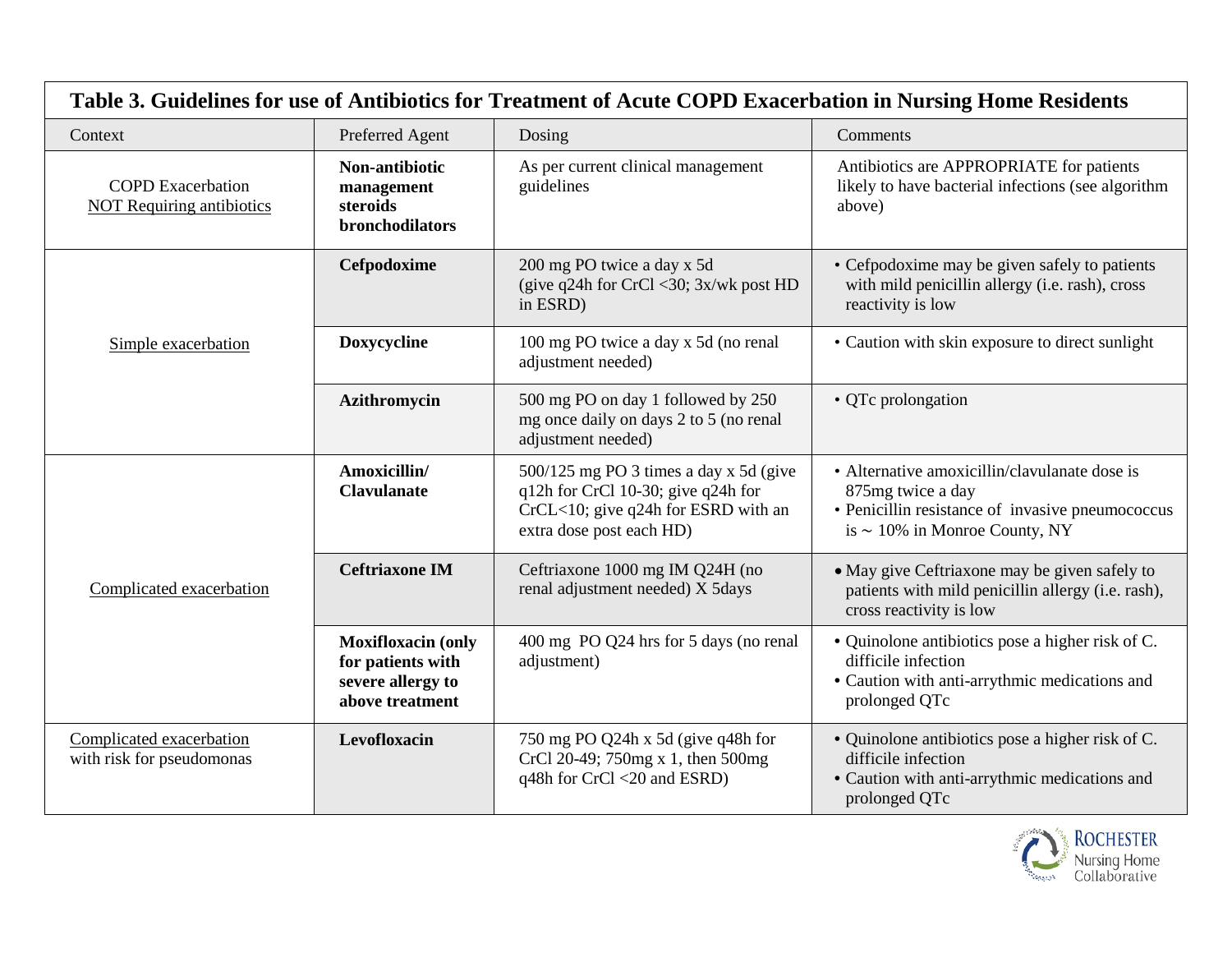## Table 3. Guidelines for use of Antibiotics for Treatment of Acute COPD Exacerbation in Nursing Home Residents

| Context | Preferred Agent | Dosing | Comments |
|---|---|---|---|
| COPD Exacerbation NOT Requiring antibiotics | **Non-antibiotic management steroids bronchodilators** | As per current clinical management guidelines | Antibiotics are APPROPRIATE for patients likely to have bacterial infections (see algorithm above) |
| Simple exacerbation | **Cefpodoxime** | 200 mg PO twice a day x 5d (give q24h for CrCl <30; 3x/wk post HD in ESRD) | • Cefpodoxime may be given safely to patients with mild penicillin allergy (i.e. rash), cross reactivity is low |
| | **Doxycycline** | 100 mg PO twice a day x 5d (no renal adjustment needed) | • Caution with skin exposure to direct sunlight |
| | **Azithromycin** | 500 mg PO on day 1 followed by 250 mg once daily on days 2 to 5 (no renal adjustment needed) | • QTc prolongation |
| Complicated exacerbation | **Amoxicillin/ Clavulanate** | 500/125 mg PO 3 times a day x 5d (give q12h for CrCl 10-30; give q24h for CrCL<10; give q24h for ESRD with an extra dose post each HD) | • Alternative amoxicillin/clavulanate dose is 875mg twice a day<br>• Penicillin resistance of invasive pneumococcus is ~ 10% in Monroe County, NY |
| | **Ceftriaxone IM** | Ceftriaxone 1000 mg IM Q24H (no renal adjustment needed) X 5days | • May give Ceftriaxone may be given safely to patients with mild penicillin allergy (i.e. rash), cross reactivity is low |
| | **Moxifloxacin (only for patients with severe allergy to above treatment** | 400 mg PO Q24 hrs for 5 days (no renal adjustment) | • Quinolone antibiotics pose a higher risk of C. difficile infection<br>• Caution with anti-arrythmic medications and prolonged QTc |
| Complicated exacerbation with risk for pseudomonas | **Levofloxacin** | 750 mg PO Q24h x 5d (give q48h for CrCl 20-49; 750mg x 1, then 500mg q48h for CrCl <20 and ESRD) | • Quinolone antibiotics pose a higher risk of C. difficile infection<br>• Caution with anti-arrythmic medications and prolonged QTc |

ROCHESTER Nursing Home Collaborative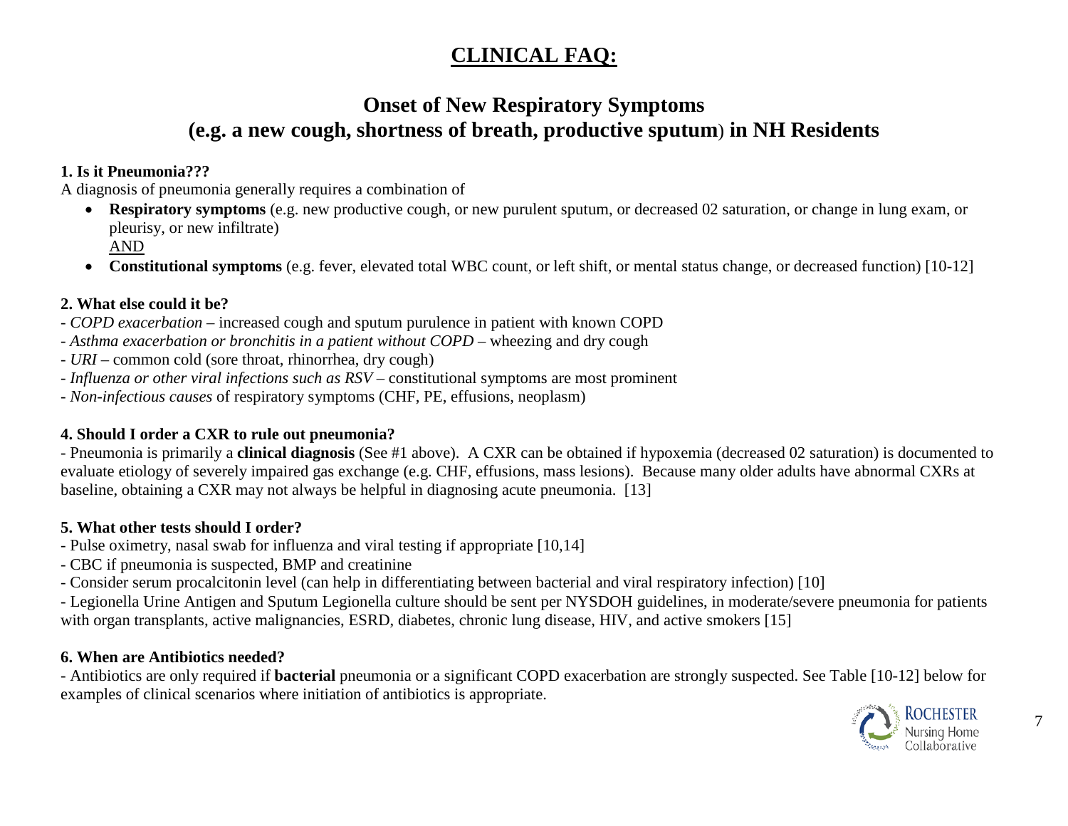# CLINICAL FAQ:

## Onset of New Respiratory Symptoms (e.g. a new cough, shortness of breath, productive sputum) in NH Residents

**1. Is it Pneumonia???**

A diagnosis of pneumonia generally requires a combination of

- **Respiratory symptoms** (e.g. new productive cough, or new purulent sputum, or decreased 02 saturation, or change in lung exam, or pleurisy, or new infiltrate)

  AND

- **Constitutional symptoms** (e.g. fever, elevated total WBC count, or left shift, or mental status change, or decreased function) [10-12]

**2. What else could it be?**

- *COPD exacerbation* – increased cough and sputum purulence in patient with known COPD
- *Asthma exacerbation or bronchitis in a patient without COPD* – wheezing and dry cough
- *URI* – common cold (sore throat, rhinorrhea, dry cough)
- *Influenza or other viral infections such as RSV* – constitutional symptoms are most prominent
- *Non-infectious causes* of respiratory symptoms (CHF, PE, effusions, neoplasm)

**4. Should I order a CXR to rule out pneumonia?**

- Pneumonia is primarily a **clinical diagnosis** (See #1 above). A CXR can be obtained if hypoxemia (decreased 02 saturation) is documented to evaluate etiology of severely impaired gas exchange (e.g. CHF, effusions, mass lesions). Because many older adults have abnormal CXRs at baseline, obtaining a CXR may not always be helpful in diagnosing acute pneumonia. [13]

**5. What other tests should I order?**

- Pulse oximetry, nasal swab for influenza and viral testing if appropriate [10,14]
- CBC if pneumonia is suspected, BMP and creatinine
- Consider serum procalcitonin level (can help in differentiating between bacterial and viral respiratory infection) [10]
- Legionella Urine Antigen and Sputum Legionella culture should be sent per NYSDOH guidelines, in moderate/severe pneumonia for patients with organ transplants, active malignancies, ESRD, diabetes, chronic lung disease, HIV, and active smokers [15]

**6. When are Antibiotics needed?**

- Antibiotics are only required if **bacterial** pneumonia or a significant COPD exacerbation are strongly suspected. See Table [10-12] below for examples of clinical scenarios where initiation of antibiotics is appropriate.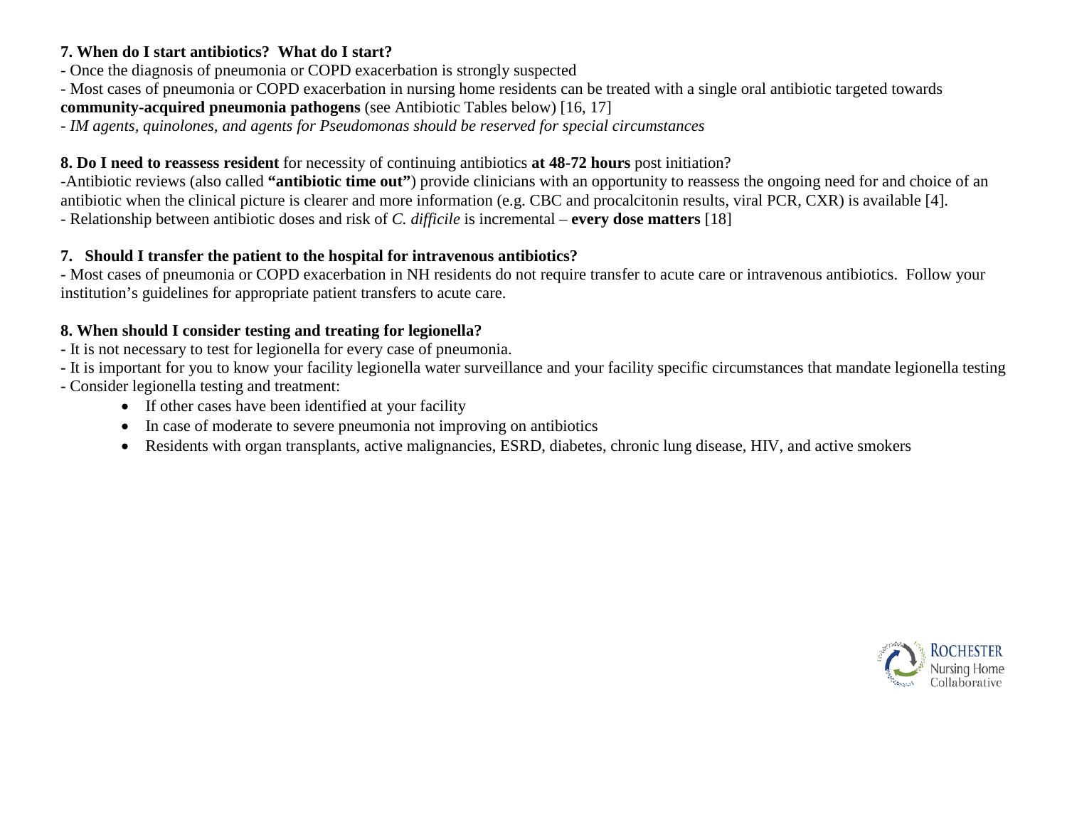**7. When do I start antibiotics? What do I start?**

- Once the diagnosis of pneumonia or COPD exacerbation is strongly suspected
- Most cases of pneumonia or COPD exacerbation in nursing home residents can be treated with a single oral antibiotic targeted towards **community-acquired pneumonia pathogens** (see Antibiotic Tables below) [16, 17]
- *IM agents, quinolones, and agents for Pseudomonas should be reserved for special circumstances*

**8. Do I need to reassess resident** for necessity of continuing antibiotics **at 48-72 hours** post initiation?

-Antibiotic reviews (also called **"antibiotic time out"**) provide clinicians with an opportunity to reassess the ongoing need for and choice of an antibiotic when the clinical picture is clearer and more information (e.g. CBC and procalcitonin results, viral PCR, CXR) is available [4].
- Relationship between antibiotic doses and risk of *C. difficile* is incremental – **every dose matters** [18]

**7. Should I transfer the patient to the hospital for intravenous antibiotics?**

- Most cases of pneumonia or COPD exacerbation in NH residents do not require transfer to acute care or intravenous antibiotics. Follow your institution's guidelines for appropriate patient transfers to acute care.

**8. When should I consider testing and treating for legionella?**

- It is not necessary to test for legionella for every case of pneumonia.
- It is important for you to know your facility legionella water surveillance and your facility specific circumstances that mandate legionella testing
- Consider legionella testing and treatment:
    - If other cases have been identified at your facility
    - In case of moderate to severe pneumonia not improving on antibiotics
    - Residents with organ transplants, active malignancies, ESRD, diabetes, chronic lung disease, HIV, and active smokers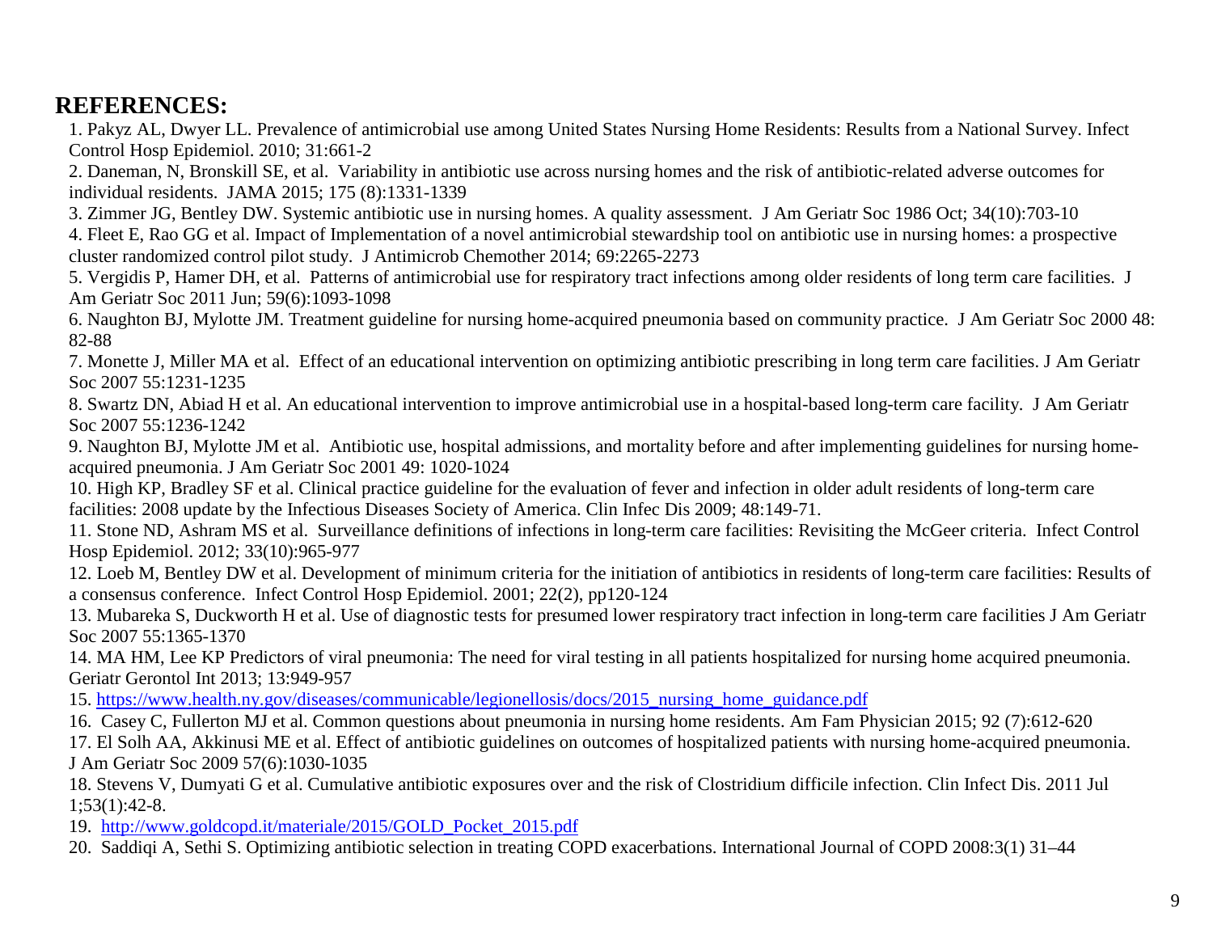## REFERENCES:

1. Pakyz AL, Dwyer LL. Prevalence of antimicrobial use among United States Nursing Home Residents: Results from a National Survey. Infect Control Hosp Epidemiol. 2010; 31:661-2
2. Daneman, N, Bronskill SE, et al. Variability in antibiotic use across nursing homes and the risk of antibiotic-related adverse outcomes for individual residents. JAMA 2015; 175 (8):1331-1339
3. Zimmer JG, Bentley DW. Systemic antibiotic use in nursing homes. A quality assessment. J Am Geriatr Soc 1986 Oct; 34(10):703-10
4. Fleet E, Rao GG et al. Impact of Implementation of a novel antimicrobial stewardship tool on antibiotic use in nursing homes: a prospective cluster randomized control pilot study. J Antimicrob Chemother 2014; 69:2265-2273
5. Vergidis P, Hamer DH, et al. Patterns of antimicrobial use for respiratory tract infections among older residents of long term care facilities. J Am Geriatr Soc 2011 Jun; 59(6):1093-1098
6. Naughton BJ, Mylotte JM. Treatment guideline for nursing home-acquired pneumonia based on community practice. J Am Geriatr Soc 2000 48: 82-88
7. Monette J, Miller MA et al. Effect of an educational intervention on optimizing antibiotic prescribing in long term care facilities. J Am Geriatr Soc 2007 55:1231-1235
8. Swartz DN, Abiad H et al. An educational intervention to improve antimicrobial use in a hospital-based long-term care facility. J Am Geriatr Soc 2007 55:1236-1242
9. Naughton BJ, Mylotte JM et al. Antibiotic use, hospital admissions, and mortality before and after implementing guidelines for nursing home-acquired pneumonia. J Am Geriatr Soc 2001 49: 1020-1024
10. High KP, Bradley SF et al. Clinical practice guideline for the evaluation of fever and infection in older adult residents of long-term care facilities: 2008 update by the Infectious Diseases Society of America. Clin Infec Dis 2009; 48:149-71.
11. Stone ND, Ashram MS et al. Surveillance definitions of infections in long-term care facilities: Revisiting the McGeer criteria. Infect Control Hosp Epidemiol. 2012; 33(10):965-977
12. Loeb M, Bentley DW et al. Development of minimum criteria for the initiation of antibiotics in residents of long-term care facilities: Results of a consensus conference. Infect Control Hosp Epidemiol. 2001; 22(2), pp120-124
13. Mubareka S, Duckworth H et al. Use of diagnostic tests for presumed lower respiratory tract infection in long-term care facilities J Am Geriatr Soc 2007 55:1365-1370
14. MA HM, Lee KP Predictors of viral pneumonia: The need for viral testing in all patients hospitalized for nursing home acquired pneumonia. Geriatr Gerontol Int 2013; 13:949-957
15. https://www.health.ny.gov/diseases/communicable/legionellosis/docs/2015_nursing_home_guidance.pdf
16. Casey C, Fullerton MJ et al. Common questions about pneumonia in nursing home residents. Am Fam Physician 2015; 92 (7):612-620
17. El Solh AA, Akkinusi ME et al. Effect of antibiotic guidelines on outcomes of hospitalized patients with nursing home-acquired pneumonia. J Am Geriatr Soc 2009 57(6):1030-1035
18. Stevens V, Dumyati G et al. Cumulative antibiotic exposures over and the risk of Clostridium difficile infection. Clin Infect Dis. 2011 Jul 1;53(1):42-8.
19. http://www.goldcopd.it/materiale/2015/GOLD_Pocket_2015.pdf
20. Saddiqi A, Sethi S. Optimizing antibiotic selection in treating COPD exacerbations. International Journal of COPD 2008:3(1) 31–44